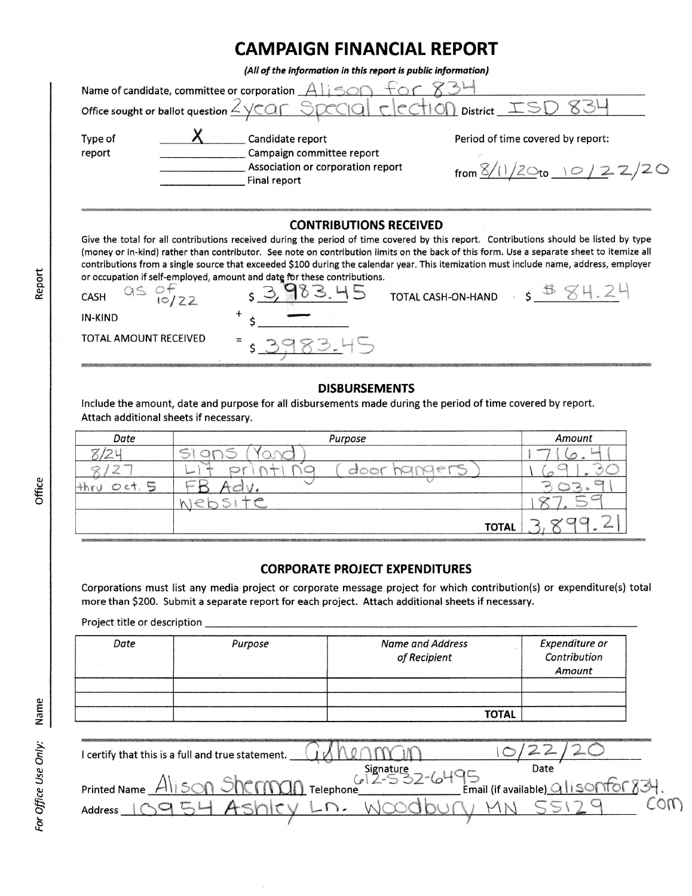# CAMPAIGN FINANCIAL REPORT

*(All of the information in this report is public information)*

Name of candidate, committee or corporation Alison for 834

Office sought or ballot question 2 year Special election District ISD 834

Type of report

- X Candidate report
- ____ Campaign committee report
- ____ Association or corporation report
- ____ Final report

Period of time covered by report: from 8/1/20 to 10/22/20

## CONTRIBUTIONS RECEIVED

Give the total for all contributions received during the period of time covered by this report. Contributions should be listed by type (money or in-kind) rather than contributor. See note on contribution limits on the back of this form. Use a separate sheet to itemize all contributions from a single source that exceeded $100 during the calendar year. This itemization must include name, address, employer or occupation if self-employed, amount and date for these contributions.

CASH as of 10/22 $ 3,983.45 TOTAL CASH-ON-HAND $ $84.24

IN-KIND + $ —

TOTAL AMOUNT RECEIVED = $ 3983.45

## DISBURSEMENTS

Include the amount, date and purpose for all disbursements made during the period of time covered by report. Attach additional sheets if necessary.

| Date | Purpose | Amount |
|---|---|---|
| 8/24 | Signs (Yard) | 1716.41 |
| 8/27 | Lit printing (door hangers) | 1691.30 |
| thru Oct. 5 | FB Adv. | 303.91 |
| | Website | 187.59 |
| | TOTAL | 3,899.21 |

## CORPORATE PROJECT EXPENDITURES

Corporations must list any media project or corporate message project for which contribution(s) or expenditure(s) total more than $200. Submit a separate report for each project. Attach additional sheets if necessary.

Project title or description ____________________

| Date | Purpose | Name and Address of Recipient | Expenditure or Contribution Amount |
|---|---|---|---|
| | | | |
| | | | |
| | | TOTAL | |

I certify that this is a full and true statement. ASherman (Signature) 10/22/20 (Date)

Printed Name Alison Sherman Telephone 612-532-6495 Email (if available) alisonfor834.com

Address 10954 Ashley Ln. Woodbury MN 55129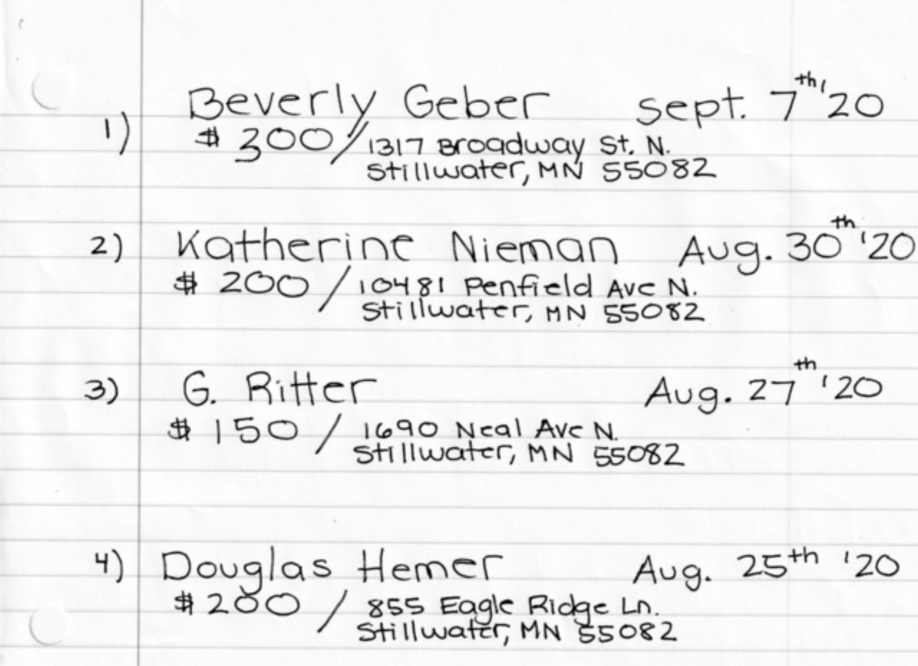1) Beverly Geber Sept. 7th, '20
$300 / 1317 Broadway St. N.
Stillwater, MN 55082

2) Katherine Nieman Aug. 30th '20
$200 / 10481 Penfield Ave N.
Stillwater, MN 55082

3) G. Ritter Aug. 27th '20
$150 / 1690 Neal Ave N.
Stillwater, MN 55082

4) Douglas Hemer Aug. 25th '20
$200 / 855 Eagle Ridge Ln.
Stillwater, MN 55082